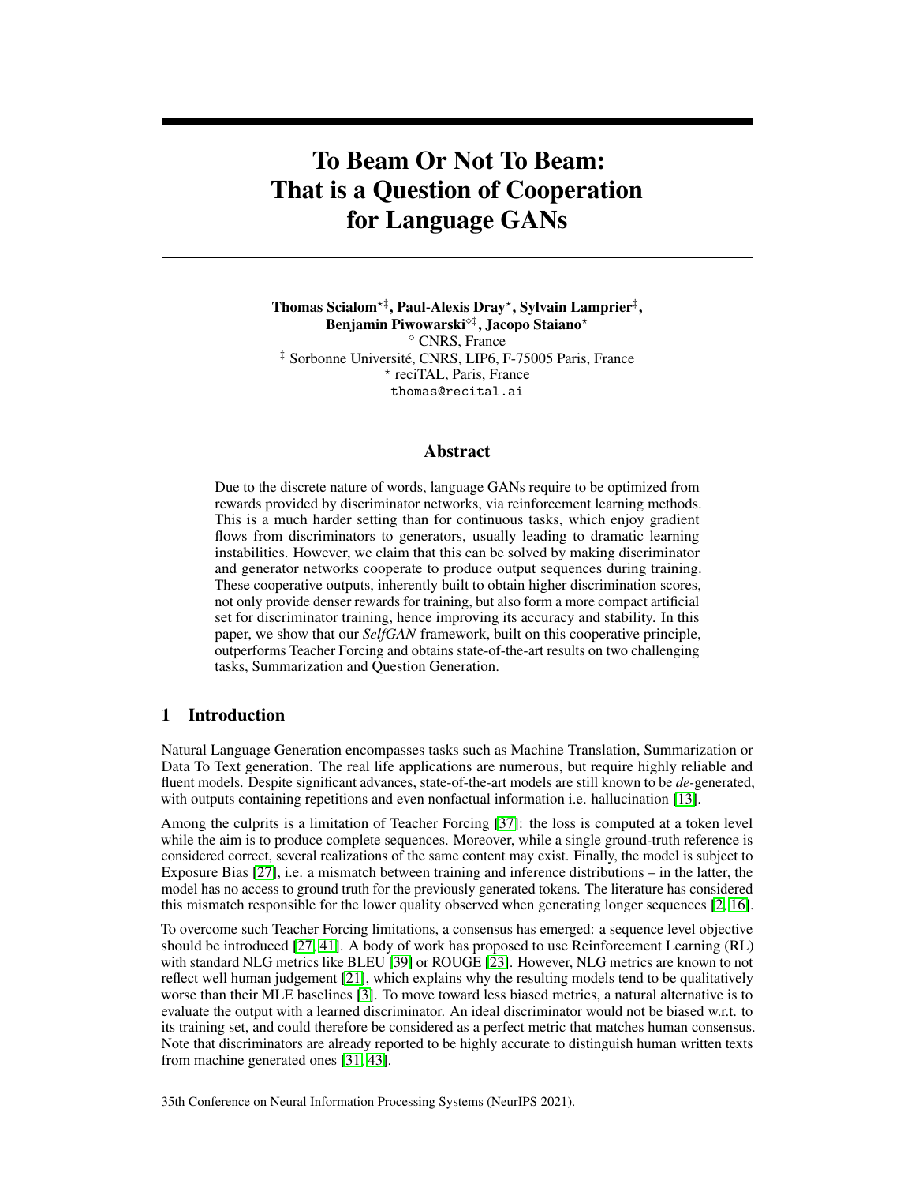# To Beam Or Not To Beam: That is a Question of Cooperation for Language GANs

**Thomas Scialom[⋆‡], Paul-Alexis Dray[⋆], Sylvain Lamprier[‡], Benjamin Piwowarski[◇‡], Jacopo Staiano[⋆]**

[◇] CNRS, France
[‡] Sorbonne Université, CNRS, LIP6, F-75005 Paris, France
[⋆] reciTAL, Paris, France
thomas@recital.ai

## Abstract

Due to the discrete nature of words, language GANs require to be optimized from rewards provided by discriminator networks, via reinforcement learning methods. This is a much harder setting than for continuous tasks, which enjoy gradient flows from discriminators to generators, usually leading to dramatic learning instabilities. However, we claim that this can be solved by making discriminator and generator networks cooperate to produce output sequences during training. These cooperative outputs, inherently built to obtain higher discrimination scores, not only provide denser rewards for training, but also form a more compact artificial set for discriminator training, hence improving its accuracy and stability. In this paper, we show that our *SelfGAN* framework, built on this cooperative principle, outperforms Teacher Forcing and obtains state-of-the-art results on two challenging tasks, Summarization and Question Generation.

## 1 Introduction

Natural Language Generation encompasses tasks such as Machine Translation, Summarization or Data To Text generation. The real life applications are numerous, but require highly reliable and fluent models. Despite significant advances, state-of-the-art models are still known to be *de*-generated, with outputs containing repetitions and even nonfactual information i.e. hallucination [13].

Among the culprits is a limitation of Teacher Forcing [37]: the loss is computed at a token level while the aim is to produce complete sequences. Moreover, while a single ground-truth reference is considered correct, several realizations of the same content may exist. Finally, the model is subject to Exposure Bias [27], i.e. a mismatch between training and inference distributions – in the latter, the model has no access to ground truth for the previously generated tokens. The literature has considered this mismatch responsible for the lower quality observed when generating longer sequences [2, 16].

To overcome such Teacher Forcing limitations, a consensus has emerged: a sequence level objective should be introduced [27, 41]. A body of work has proposed to use Reinforcement Learning (RL) with standard NLG metrics like BLEU [39] or ROUGE [23]. However, NLG metrics are known to not reflect well human judgement [21], which explains why the resulting models tend to be qualitatively worse than their MLE baselines [3]. To move toward less biased metrics, a natural alternative is to evaluate the output with a learned discriminator. An ideal discriminator would not be biased w.r.t. to its training set, and could therefore be considered as a perfect metric that matches human consensus. Note that discriminators are already reported to be highly accurate to distinguish human written texts from machine generated ones [31, 43].

35th Conference on Neural Information Processing Systems (NeurIPS 2021).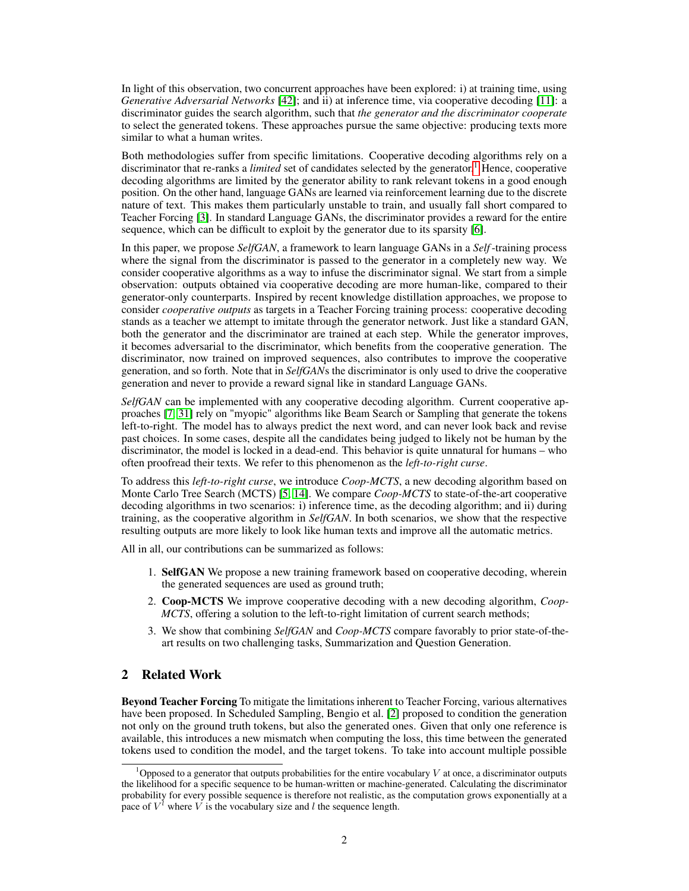In light of this observation, two concurrent approaches have been explored: i) at training time, using *Generative Adversarial Networks* [42]; and ii) at inference time, via cooperative decoding [11]: a discriminator guides the search algorithm, such that *the generator and the discriminator cooperate* to select the generated tokens. These approaches pursue the same objective: producing texts more similar to what a human writes.

Both methodologies suffer from specific limitations. Cooperative decoding algorithms rely on a discriminator that re-ranks a *limited* set of candidates selected by the generator.[1] Hence, cooperative decoding algorithms are limited by the generator ability to rank relevant tokens in a good enough position. On the other hand, language GANs are learned via reinforcement learning due to the discrete nature of text. This makes them particularly unstable to train, and usually fall short compared to Teacher Forcing [3]. In standard Language GANs, the discriminator provides a reward for the entire sequence, which can be difficult to exploit by the generator due to its sparsity [6].

In this paper, we propose *SelfGAN*, a framework to learn language GANs in a *Self*-training process where the signal from the discriminator is passed to the generator in a completely new way. We consider cooperative algorithms as a way to infuse the discriminator signal. We start from a simple observation: outputs obtained via cooperative decoding are more human-like, compared to their generator-only counterparts. Inspired by recent knowledge distillation approaches, we propose to consider *cooperative outputs* as targets in a Teacher Forcing training process: cooperative decoding stands as a teacher we attempt to imitate through the generator network. Just like a standard GAN, both the generator and the discriminator are trained at each step. While the generator improves, it becomes adversarial to the discriminator, which benefits from the cooperative generation. The discriminator, now trained on improved sequences, also contributes to improve the cooperative generation, and so forth. Note that in *SelfGAN*s the discriminator is only used to drive the cooperative generation and never to provide a reward signal like in standard Language GANs.

*SelfGAN* can be implemented with any cooperative decoding algorithm. Current cooperative approaches [7, 31] rely on "myopic" algorithms like Beam Search or Sampling that generate the tokens left-to-right. The model has to always predict the next word, and can never look back and revise past choices. In some cases, despite all the candidates being judged to likely not be human by the discriminator, the model is locked in a dead-end. This behavior is quite unnatural for humans – who often proofread their texts. We refer to this phenomenon as the *left-to-right curse*.

To address this *left-to-right curse*, we introduce *Coop-MCTS*, a new decoding algorithm based on Monte Carlo Tree Search (MCTS) [5, 14]. We compare *Coop-MCTS* to state-of-the-art cooperative decoding algorithms in two scenarios: i) inference time, as the decoding algorithm; and ii) during training, as the cooperative algorithm in *SelfGAN*. In both scenarios, we show that the respective resulting outputs are more likely to look like human texts and improve all the automatic metrics.

All in all, our contributions can be summarized as follows:

1. **SelfGAN** We propose a new training framework based on cooperative decoding, wherein the generated sequences are used as ground truth;
2. **Coop-MCTS** We improve cooperative decoding with a new decoding algorithm, *Coop-MCTS*, offering a solution to the left-to-right limitation of current search methods;
3. We show that combining *SelfGAN* and *Coop-MCTS* compare favorably to prior state-of-the-art results on two challenging tasks, Summarization and Question Generation.

## 2 Related Work

**Beyond Teacher Forcing** To mitigate the limitations inherent to Teacher Forcing, various alternatives have been proposed. In Scheduled Sampling, Bengio et al. [2] proposed to condition the generation not only on the ground truth tokens, but also the generated ones. Given that only one reference is available, this introduces a new mismatch when computing the loss, this time between the generated tokens used to condition the model, and the target tokens. To take into account multiple possible

[1] Opposed to a generator that outputs probabilities for the entire vocabulary $V$ at once, a discriminator outputs the likelihood for a specific sequence to be human-written or machine-generated. Calculating the discriminator probability for every possible sequence is therefore not realistic, as the computation grows exponentially at a pace of $V^l$ where $V$ is the vocabulary size and $l$ the sequence length.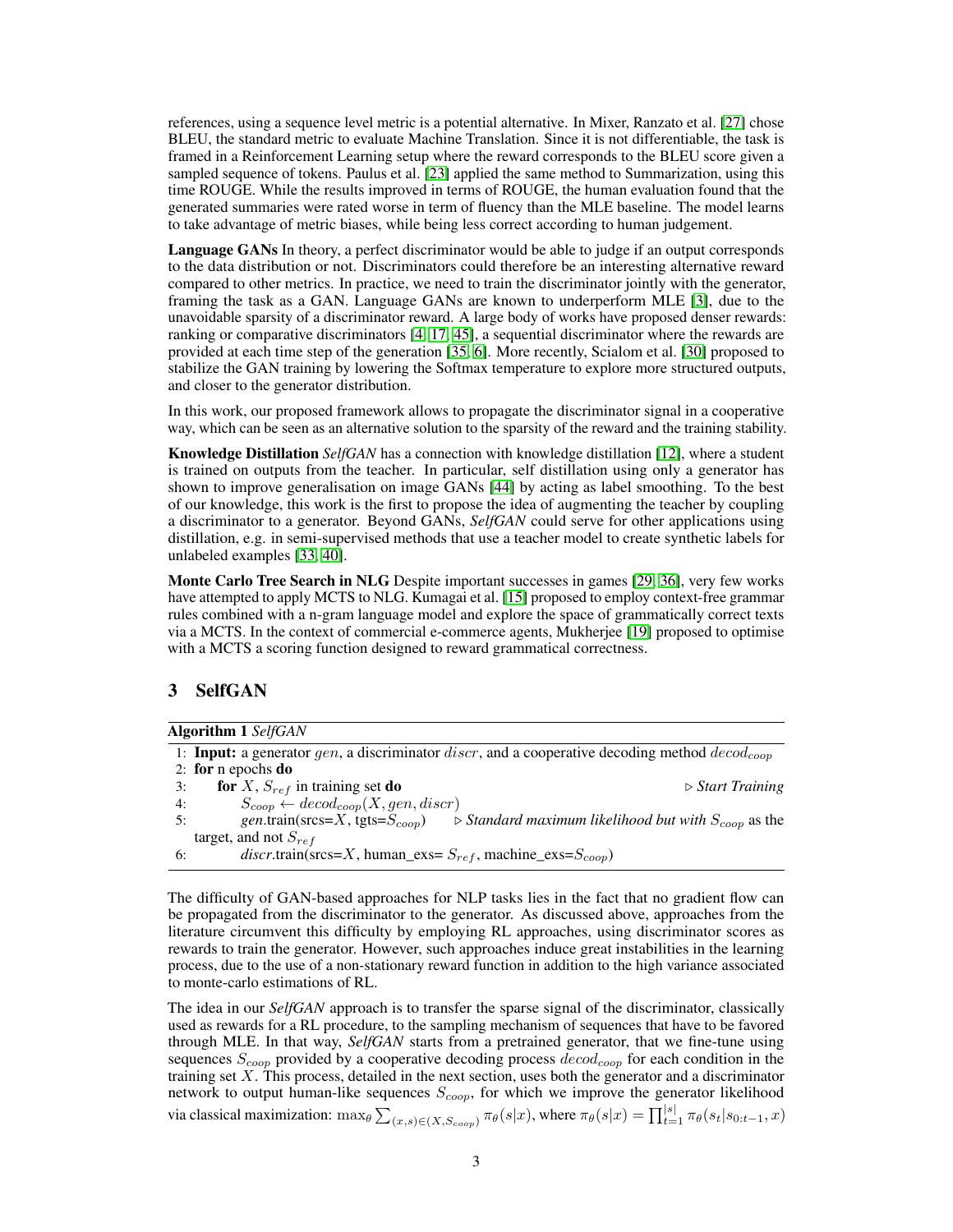references, using a sequence level metric is a potential alternative. In Mixer, Ranzato et al. [27] chose BLEU, the standard metric to evaluate Machine Translation. Since it is not differentiable, the task is framed in a Reinforcement Learning setup where the reward corresponds to the BLEU score given a sampled sequence of tokens. Paulus et al. [23] applied the same method to Summarization, using this time ROUGE. While the results improved in terms of ROUGE, the human evaluation found that the generated summaries were rated worse in term of fluency than the MLE baseline. The model learns to take advantage of metric biases, while being less correct according to human judgement.

**Language GANs** In theory, a perfect discriminator would be able to judge if an output corresponds to the data distribution or not. Discriminators could therefore be an interesting alternative reward compared to other metrics. In practice, we need to train the discriminator jointly with the generator, framing the task as a GAN. Language GANs are known to underperform MLE [3], due to the unavoidable sparsity of a discriminator reward. A large body of works have proposed denser rewards: ranking or comparative discriminators [4, 17, 45], a sequential discriminator where the rewards are provided at each time step of the generation [35, 6]. More recently, Scialom et al. [30] proposed to stabilize the GAN training by lowering the Softmax temperature to explore more structured outputs, and closer to the generator distribution.

In this work, our proposed framework allows to propagate the discriminator signal in a cooperative way, which can be seen as an alternative solution to the sparsity of the reward and the training stability.

**Knowledge Distillation** *SelfGAN* has a connection with knowledge distillation [12], where a student is trained on outputs from the teacher. In particular, self distillation using only a generator has shown to improve generalisation on image GANs [44] by acting as label smoothing. To the best of our knowledge, this work is the first to propose the idea of augmenting the teacher by coupling a discriminator to a generator. Beyond GANs, *SelfGAN* could serve for other applications using distillation, e.g. in semi-supervised methods that use a teacher model to create synthetic labels for unlabeled examples [33, 40].

**Monte Carlo Tree Search in NLG** Despite important successes in games [29, 36], very few works have attempted to apply MCTS to NLG. Kumagai et al. [15] proposed to employ context-free grammar rules combined with a n-gram language model and explore the space of grammatically correct texts via a MCTS. In the context of commercial e-commerce agents, Mukherjee [19] proposed to optimise with a MCTS a scoring function designed to reward grammatical correctness.

# 3 SelfGAN

**Algorithm 1** *SelfGAN*

```
1: Input: a generator gen, a discriminator discr, and a cooperative decoding method decod_coop
2: for n epochs do
3:     for X, S_ref in training set do                                   ▷ Start Training
4:         S_coop ← decod_coop(X, gen, discr)
5:         gen.train(srcs=X, tgts=S_coop)    ▷ Standard maximum likelihood but with S_coop as the
           target, and not S_ref
6:         discr.train(srcs=X, human_exs= S_ref, machine_exs=S_coop)
```

The difficulty of GAN-based approaches for NLP tasks lies in the fact that no gradient flow can be propagated from the discriminator to the generator. As discussed above, approaches from the literature circumvent this difficulty by employing RL approaches, using discriminator scores as rewards to train the generator. However, such approaches induce great instabilities in the learning process, due to the use of a non-stationary reward function in addition to the high variance associated to monte-carlo estimations of RL.

The idea in our *SelfGAN* approach is to transfer the sparse signal of the discriminator, classically used as rewards for a RL procedure, to the sampling mechanism of sequences that have to be favored through MLE. In that way, *SelfGAN* starts from a pretrained generator, that we fine-tune using sequences $S_{coop}$ provided by a cooperative decoding process $decod_{coop}$ for each condition in the training set $X$. This process, detailed in the next section, uses both the generator and a discriminator network to output human-like sequences $S_{coop}$, for which we improve the generator likelihood via classical maximization: $\max_\theta \sum_{(x,s)\in(X,S_{coop})} \pi_\theta(s|x)$, where $\pi_\theta(s|x) = \prod_{t=1}^{|s|} \pi_\theta(s_t|s_{0:t-1}, x)$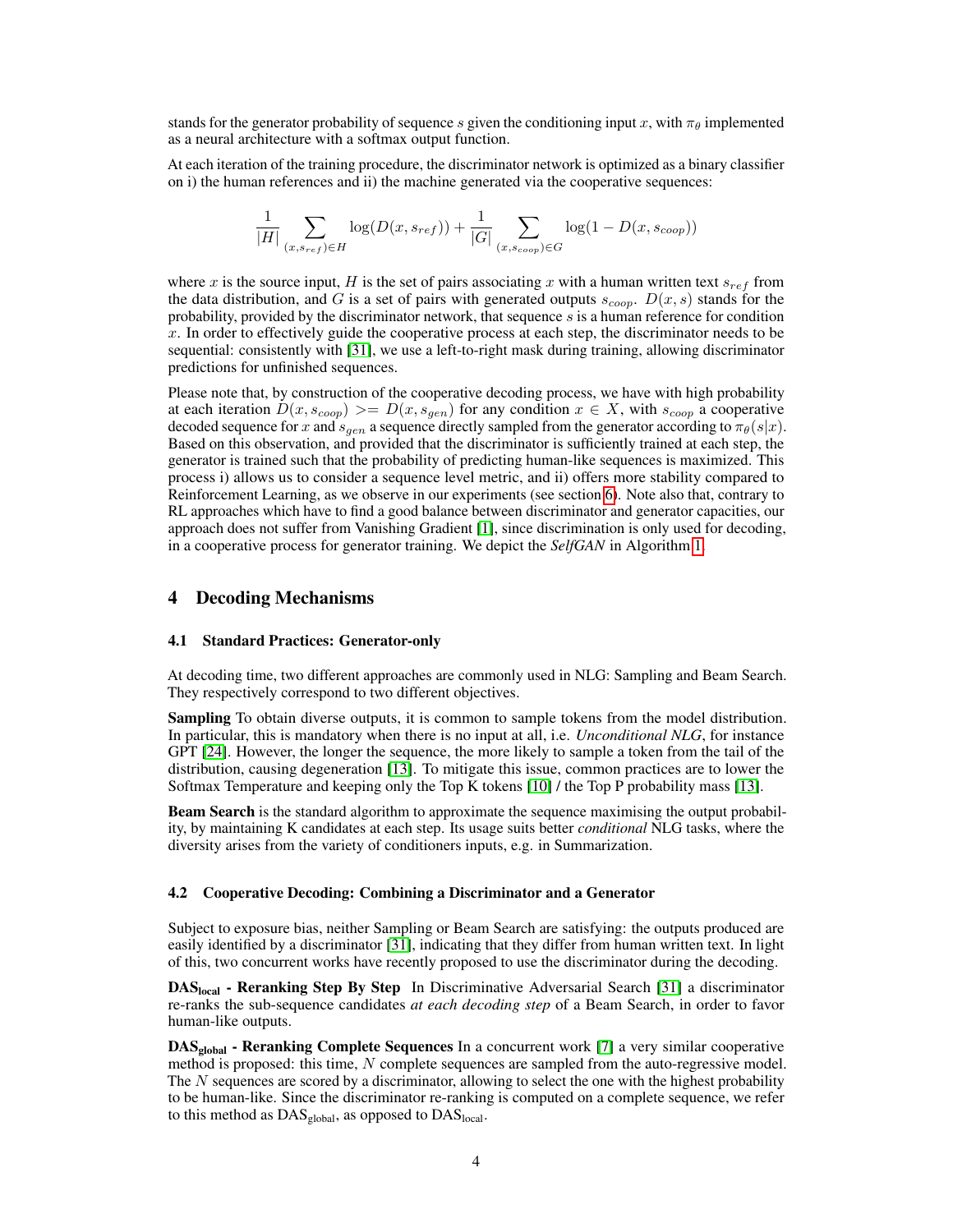stands for the generator probability of sequence $s$ given the conditioning input $x$, with $\pi_\theta$ implemented as a neural architecture with a softmax output function.

At each iteration of the training procedure, the discriminator network is optimized as a binary classifier on i) the human references and ii) the machine generated via the cooperative sequences:

$$\frac{1}{|H|} \sum_{(x, s_{ref}) \in H} \log(D(x, s_{ref})) + \frac{1}{|G|} \sum_{(x, s_{coop}) \in G} \log(1 - D(x, s_{coop}))$$

where $x$ is the source input, $H$ is the set of pairs associating $x$ with a human written text $s_{ref}$ from the data distribution, and $G$ is a set of pairs with generated outputs $s_{coop}$. $D(x, s)$ stands for the probability, provided by the discriminator network, that sequence $s$ is a human reference for condition $x$. In order to effectively guide the cooperative process at each step, the discriminator needs to be sequential: consistently with [31], we use a left-to-right mask during training, allowing discriminator predictions for unfinished sequences.

Please note that, by construction of the cooperative decoding process, we have with high probability at each iteration $D(x, s_{coop}) >= D(x, s_{gen})$ for any condition $x \in X$, with $s_{coop}$ a cooperative decoded sequence for $x$ and $s_{gen}$ a sequence directly sampled from the generator according to $\pi_\theta(s|x)$. Based on this observation, and provided that the discriminator is sufficiently trained at each step, the generator is trained such that the probability of predicting human-like sequences is maximized. This process i) allows us to consider a sequence level metric, and ii) offers more stability compared to Reinforcement Learning, as we observe in our experiments (see section 6). Note also that, contrary to RL approaches which have to find a good balance between discriminator and generator capacities, our approach does not suffer from Vanishing Gradient [1], since discrimination is only used for decoding, in a cooperative process for generator training. We depict the *SelfGAN* in Algorithm 1.

## 4 Decoding Mechanisms

### 4.1 Standard Practices: Generator-only

At decoding time, two different approaches are commonly used in NLG: Sampling and Beam Search. They respectively correspond to two different objectives.

**Sampling** To obtain diverse outputs, it is common to sample tokens from the model distribution. In particular, this is mandatory when there is no input at all, i.e. *Unconditional NLG*, for instance GPT [24]. However, the longer the sequence, the more likely to sample a token from the tail of the distribution, causing degeneration [13]. To mitigate this issue, common practices are to lower the Softmax Temperature and keeping only the Top K tokens [10] / the Top P probability mass [13].

**Beam Search** is the standard algorithm to approximate the sequence maximising the output probability, by maintaining K candidates at each step. Its usage suits better *conditional* NLG tasks, where the diversity arises from the variety of conditioners inputs, e.g. in Summarization.

### 4.2 Cooperative Decoding: Combining a Discriminator and a Generator

Subject to exposure bias, neither Sampling or Beam Search are satisfying: the outputs produced are easily identified by a discriminator [31], indicating that they differ from human written text. In light of this, two concurrent works have recently proposed to use the discriminator during the decoding.

**DAS$_{\text{local}}$ - Reranking Step By Step** In Discriminative Adversarial Search [31] a discriminator re-ranks the sub-sequence candidates *at each decoding step* of a Beam Search, in order to favor human-like outputs.

**DAS$_{\text{global}}$ - Reranking Complete Sequences** In a concurrent work [7] a very similar cooperative method is proposed: this time, $N$ complete sequences are sampled from the auto-regressive model. The $N$ sequences are scored by a discriminator, allowing to select the one with the highest probability to be human-like. Since the discriminator re-ranking is computed on a complete sequence, we refer to this method as DAS$_{\text{global}}$, as opposed to DAS$_{\text{local}}$.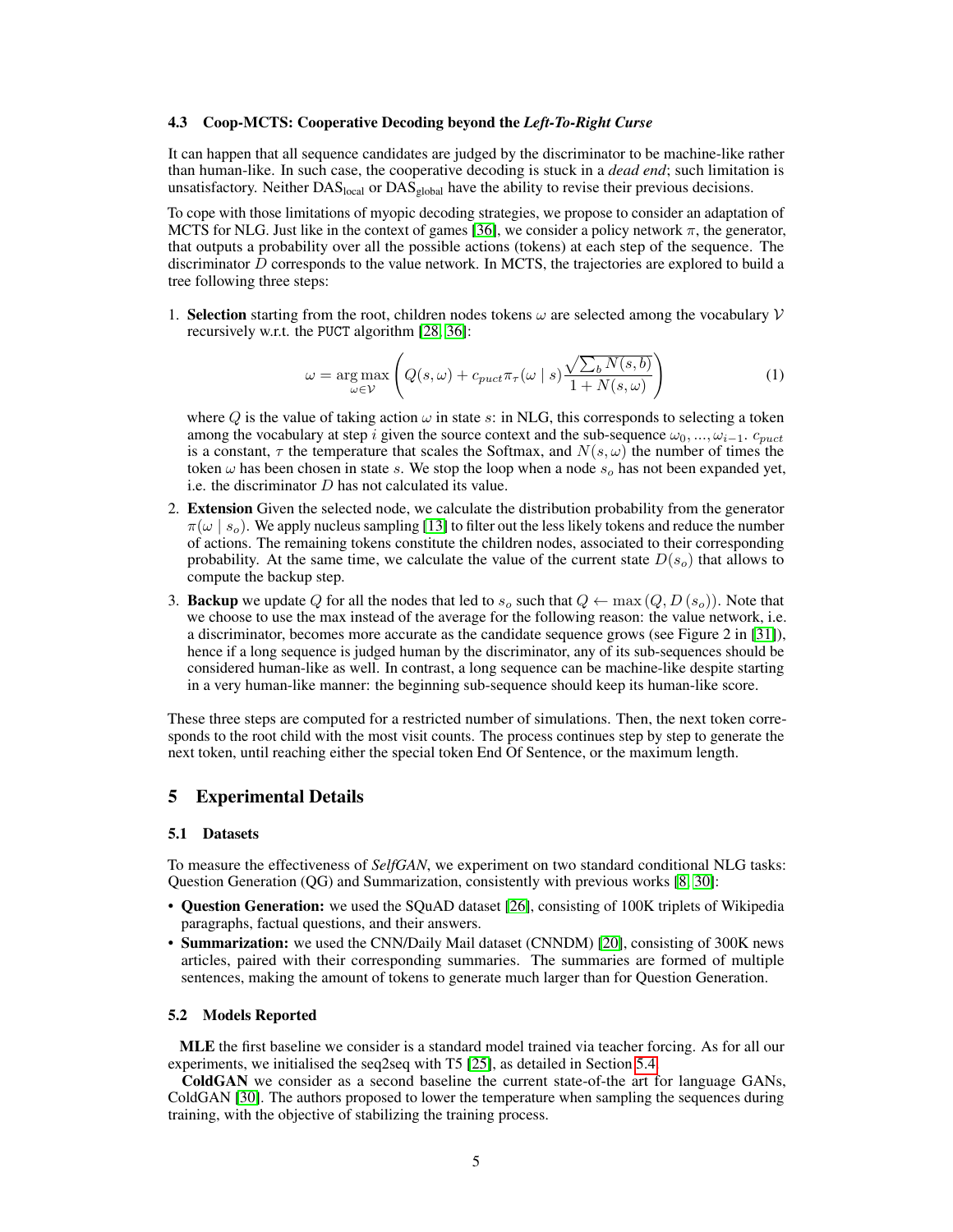### 4.3 Coop-MCTS: Cooperative Decoding beyond the *Left-To-Right Curse*

It can happen that all sequence candidates are judged by the discriminator to be machine-like rather than human-like. In such case, the cooperative decoding is stuck in a *dead end*; such limitation is unsatisfactory. Neither $\text{DAS}_{\text{local}}$ or $\text{DAS}_{\text{global}}$ have the ability to revise their previous decisions.

To cope with those limitations of myopic decoding strategies, we propose to consider an adaptation of MCTS for NLG. Just like in the context of games [36], we consider a policy network $\pi$, the generator, that outputs a probability over all the possible actions (tokens) at each step of the sequence. The discriminator $D$ corresponds to the value network. In MCTS, the trajectories are explored to build a tree following three steps:

1. **Selection** starting from the root, children nodes tokens $\omega$ are selected among the vocabulary $\mathcal{V}$ recursively w.r.t. the PUCT algorithm [28, 36]:

$$\omega = \underset{\omega \in \mathcal{V}}{\arg\max} \left( Q(s, \omega) + c_{puct} \pi_{\tau}(\omega \mid s) \frac{\sqrt{\sum_b N(s, b)}}{1 + N(s, \omega)} \right) \tag{1}$$

   where $Q$ is the value of taking action $\omega$ in state $s$: in NLG, this corresponds to selecting a token among the vocabulary at step $i$ given the source context and the sub-sequence $\omega_0, ..., \omega_{i-1}$. $c_{puct}$ is a constant, $\tau$ the temperature that scales the Softmax, and $N(s, \omega)$ the number of times the token $\omega$ has been chosen in state $s$. We stop the loop when a node $s_o$ has not been expanded yet, i.e. the discriminator $D$ has not calculated its value.

2. **Extension** Given the selected node, we calculate the distribution probability from the generator $\pi(\omega \mid s_o)$. We apply nucleus sampling [13] to filter out the less likely tokens and reduce the number of actions. The remaining tokens constitute the children nodes, associated to their corresponding probability. At the same time, we calculate the value of the current state $D(s_o)$ that allows to compute the backup step.

3. **Backup** we update $Q$ for all the nodes that led to $s_o$ such that $Q \leftarrow \max\left(Q, D\left(s_o\right)\right)$. Note that we choose to use the max instead of the average for the following reason: the value network, i.e. a discriminator, becomes more accurate as the candidate sequence grows (see Figure 2 in [31]), hence if a long sequence is judged human by the discriminator, any of its sub-sequences should be considered human-like as well. In contrast, a long sequence can be machine-like despite starting in a very human-like manner: the beginning sub-sequence should keep its human-like score.

These three steps are computed for a restricted number of simulations. Then, the next token corresponds to the root child with the most visit counts. The process continues step by step to generate the next token, until reaching either the special token End Of Sentence, or the maximum length.

## 5 Experimental Details

### 5.1 Datasets

To measure the effectiveness of *SelfGAN*, we experiment on two standard conditional NLG tasks: Question Generation (QG) and Summarization, consistently with previous works [8, 30]:

- **Question Generation:** we used the SQuAD dataset [26], consisting of 100K triplets of Wikipedia paragraphs, factual questions, and their answers.
- **Summarization:** we used the CNN/Daily Mail dataset (CNNDM) [20], consisting of 300K news articles, paired with their corresponding summaries. The summaries are formed of multiple sentences, making the amount of tokens to generate much larger than for Question Generation.

### 5.2 Models Reported

**MLE** the first baseline we consider is a standard model trained via teacher forcing. As for all our experiments, we initialised the seq2seq with T5 [25], as detailed in Section 5.4.

**ColdGAN** we consider as a second baseline the current state-of-the art for language GANs, ColdGAN [30]. The authors proposed to lower the temperature when sampling the sequences during training, with the objective of stabilizing the training process.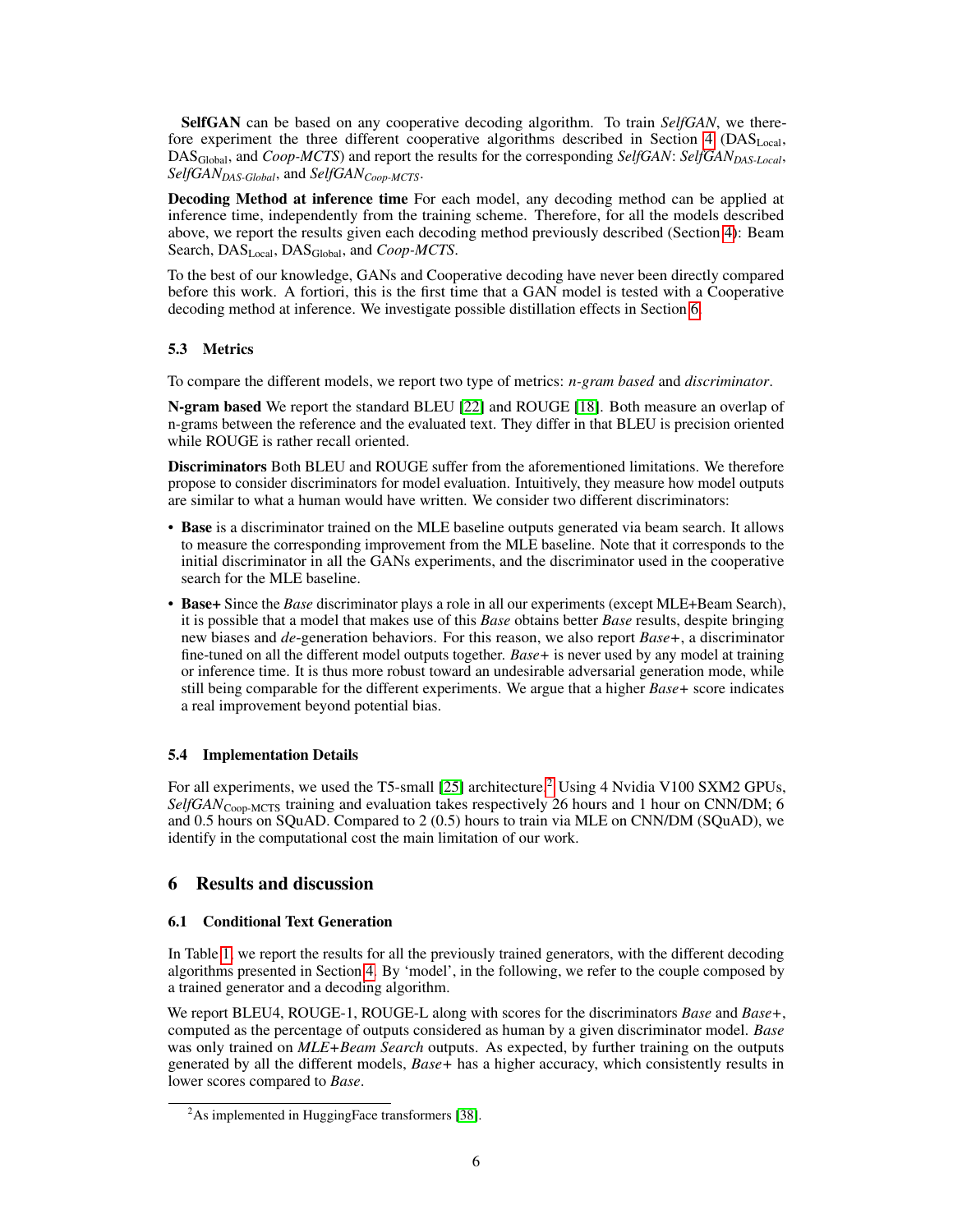**SelfGAN** can be based on any cooperative decoding algorithm. To train *SelfGAN*, we therefore experiment the three different cooperative algorithms described in Section 4 ($\text{DAS}_{\text{Local}}$, $\text{DAS}_{\text{Global}}$, and *Coop-MCTS*) and report the results for the corresponding *SelfGAN*: $\textit{SelfGAN}_{\textit{DAS-Local}}$, $\textit{SelfGAN}_{\textit{DAS-Global}}$, and $\textit{SelfGAN}_{\textit{Coop-MCTS}}$.

**Decoding Method at inference time** For each model, any decoding method can be applied at inference time, independently from the training scheme. Therefore, for all the models described above, we report the results given each decoding method previously described (Section 4): Beam Search, $\text{DAS}_{\text{Local}}$, $\text{DAS}_{\text{Global}}$, and *Coop-MCTS*.

To the best of our knowledge, GANs and Cooperative decoding have never been directly compared before this work. A fortiori, this is the first time that a GAN model is tested with a Cooperative decoding method at inference. We investigate possible distillation effects in Section 6.

### 5.3 Metrics

To compare the different models, we report two type of metrics: *n-gram based* and *discriminator*.

**N-gram based** We report the standard BLEU [22] and ROUGE [18]. Both measure an overlap of n-grams between the reference and the evaluated text. They differ in that BLEU is precision oriented while ROUGE is rather recall oriented.

**Discriminators** Both BLEU and ROUGE suffer from the aforementioned limitations. We therefore propose to consider discriminators for model evaluation. Intuitively, they measure how model outputs are similar to what a human would have written. We consider two different discriminators:

- **Base** is a discriminator trained on the MLE baseline outputs generated via beam search. It allows to measure the corresponding improvement from the MLE baseline. Note that it corresponds to the initial discriminator in all the GANs experiments, and the discriminator used in the cooperative search for the MLE baseline.
- **Base+** Since the *Base* discriminator plays a role in all our experiments (except MLE+Beam Search), it is possible that a model that makes use of this *Base* obtains better *Base* results, despite bringing new biases and *de*-generation behaviors. For this reason, we also report *Base+*, a discriminator fine-tuned on all the different model outputs together. *Base+* is never used by any model at training or inference time. It is thus more robust toward an undesirable adversarial generation mode, while still being comparable for the different experiments. We argue that a higher *Base+* score indicates a real improvement beyond potential bias.

### 5.4 Implementation Details

For all experiments, we used the T5-small [25] architecture.[2] Using 4 Nvidia V100 SXM2 GPUs, $\textit{SelfGAN}_{\text{Coop-MCTS}}$ training and evaluation takes respectively 26 hours and 1 hour on CNN/DM; 6 and 0.5 hours on SQuAD. Compared to 2 (0.5) hours to train via MLE on CNN/DM (SQuAD), we identify in the computational cost the main limitation of our work.

## 6 Results and discussion

### 6.1 Conditional Text Generation

In Table 1, we report the results for all the previously trained generators, with the different decoding algorithms presented in Section 4. By 'model', in the following, we refer to the couple composed by a trained generator and a decoding algorithm.

We report BLEU4, ROUGE-1, ROUGE-L along with scores for the discriminators *Base* and *Base+*, computed as the percentage of outputs considered as human by a given discriminator model. *Base* was only trained on *MLE+Beam Search* outputs. As expected, by further training on the outputs generated by all the different models, *Base+* has a higher accuracy, which consistently results in lower scores compared to *Base*.

[2] As implemented in HuggingFace transformers [38].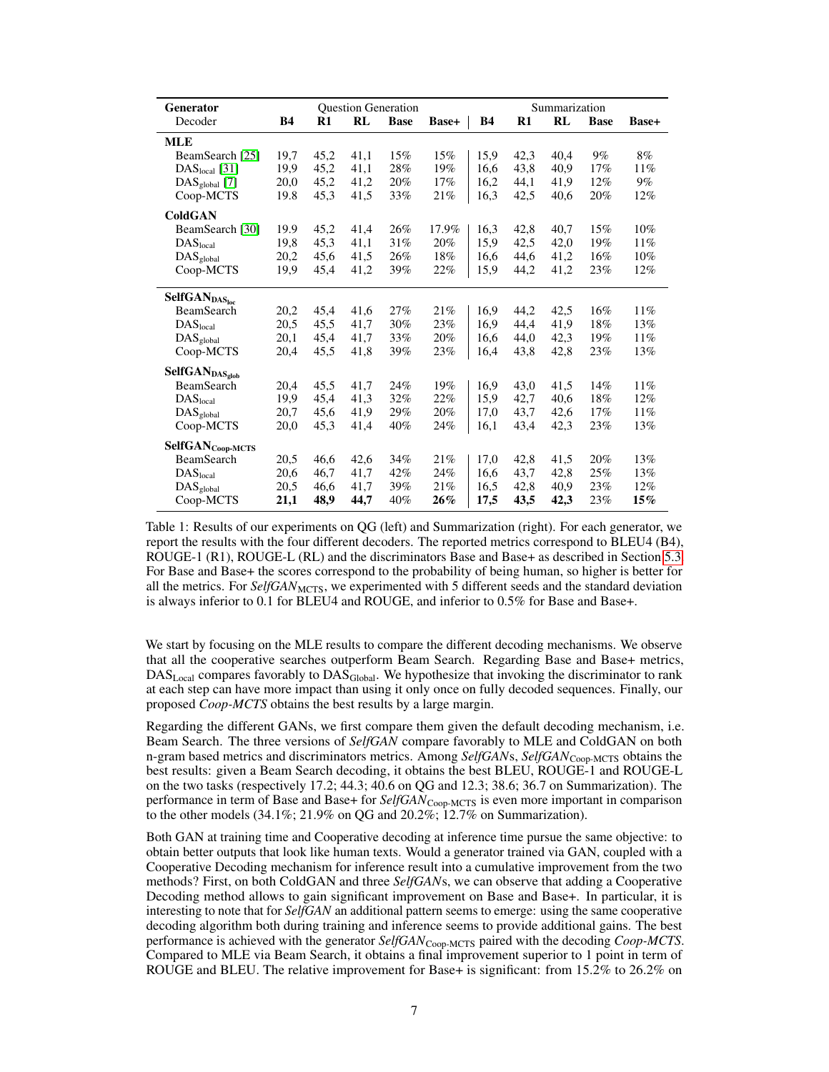| Generator | Question Generation | | | | | Summarization | | | | |
|---|---|---|---|---|---|---|---|---|---|---|
| Decoder | **B4** | **R1** | **RL** | **Base** | **Base+** | **B4** | **R1** | **RL** | **Base** | **Base+** |
| **MLE** | | | | | | | | | | |
| BeamSearch [25] | 19,7 | 45,2 | 41,1 | 15% | 15% | 15,9 | 42,3 | 40,4 | 9% | 8% |
| $\text{DAS}_{\text{local}}$ [31] | 19,9 | 45,2 | 41,1 | 28% | 19% | 16,6 | 43,8 | 40,9 | 17% | 11% |
| $\text{DAS}_{\text{global}}$ [7] | 20,0 | 45,2 | 41,2 | 20% | 17% | 16,2 | 44,1 | 41,9 | 12% | 9% |
| Coop-MCTS | 19.8 | 45,3 | 41,5 | 33% | 21% | 16,3 | 42,5 | 40,6 | 20% | 12% |
| **ColdGAN** | | | | | | | | | | |
| BeamSearch [30] | 19.9 | 45,2 | 41,4 | 26% | 17.9% | 16,3 | 42,8 | 40,7 | 15% | 10% |
| $\text{DAS}_{\text{local}}$ | 19,8 | 45,3 | 41,1 | 31% | 20% | 15,9 | 42,5 | 42,0 | 19% | 11% |
| $\text{DAS}_{\text{global}}$ | 20,2 | 45,6 | 41,5 | 26% | 18% | 16,6 | 44,6 | 41,2 | 16% | 10% |
| Coop-MCTS | 19,9 | 45,4 | 41,2 | 39% | 22% | 15,9 | 44,2 | 41,2 | 23% | 12% |
| $\textbf{SelfGAN}_{\textbf{DAS}_{\textbf{loc}}}$ | | | | | | | | | | |
| BeamSearch | 20,2 | 45,4 | 41,6 | 27% | 21% | 16,9 | 44,2 | 42,5 | 16% | 11% |
| $\text{DAS}_{\text{local}}$ | 20,5 | 45,5 | 41,7 | 30% | 23% | 16,9 | 44,4 | 41,9 | 18% | 13% |
| $\text{DAS}_{\text{global}}$ | 20,1 | 45,4 | 41,7 | 33% | 20% | 16,6 | 44,0 | 42,3 | 19% | 11% |
| Coop-MCTS | 20,4 | 45,5 | 41,8 | 39% | 23% | 16,4 | 43,8 | 42,8 | 23% | 13% |
| $\textbf{SelfGAN}_{\textbf{DAS}_{\textbf{glob}}}$ | | | | | | | | | | |
| BeamSearch | 20,4 | 45,5 | 41,7 | 24% | 19% | 16,9 | 43,0 | 41,5 | 14% | 11% |
| $\text{DAS}_{\text{local}}$ | 19,9 | 45,4 | 41,3 | 32% | 22% | 15,9 | 42,7 | 40,6 | 18% | 12% |
| $\text{DAS}_{\text{global}}$ | 20,7 | 45,6 | 41,9 | 29% | 20% | 17,0 | 43,7 | 42,6 | 17% | 11% |
| Coop-MCTS | 20,0 | 45,3 | 41,4 | 40% | 24% | 16,1 | 43,4 | 42,3 | 23% | 13% |
| $\textbf{SelfGAN}_{\textbf{Coop-MCTS}}$ | | | | | | | | | | |
| BeamSearch | 20,5 | 46,6 | 42,6 | 34% | 21% | 17,0 | 42,8 | 41,5 | 20% | 13% |
| $\text{DAS}_{\text{local}}$ | 20,6 | 46,7 | 41,7 | 42% | 24% | 16,6 | 43,7 | 42,8 | 25% | 13% |
| $\text{DAS}_{\text{global}}$ | 20,5 | 46,6 | 41,7 | 39% | 21% | 16,5 | 42,8 | 40,9 | 23% | 12% |
| Coop-MCTS | **21,1** | **48,9** | **44,7** | 40% | **26%** | **17,5** | **43,5** | **42,3** | 23% | **15%** |

Table 1: Results of our experiments on QG (left) and Summarization (right). For each generator, we report the results with the four different decoders. The reported metrics correspond to BLEU4 (B4), ROUGE-1 (R1), ROUGE-L (RL) and the discriminators Base and Base+ as described in Section 5.3. For Base and Base+ the scores correspond to the probability of being human, so higher is better for all the metrics. For *SelfGAN*$_{\text{MCTS}}$, we experimented with 5 different seeds and the standard deviation is always inferior to 0.1 for BLEU4 and ROUGE, and inferior to 0.5% for Base and Base+.

We start by focusing on the MLE results to compare the different decoding mechanisms. We observe that all the cooperative searches outperform Beam Search. Regarding Base and Base+ metrics, $\text{DAS}_{\text{Local}}$ compares favorably to $\text{DAS}_{\text{Global}}$. We hypothesize that invoking the discriminator to rank at each step can have more impact than using it only once on fully decoded sequences. Finally, our proposed *Coop-MCTS* obtains the best results by a large margin.

Regarding the different GANs, we first compare them given the default decoding mechanism, i.e. Beam Search. The three versions of *SelfGAN* compare favorably to MLE and ColdGAN on both n-gram based metrics and discriminators metrics. Among *SelfGAN*s, *SelfGAN*$_{\text{Coop-MCTS}}$ obtains the best results: given a Beam Search decoding, it obtains the best BLEU, ROUGE-1 and ROUGE-L on the two tasks (respectively 17.2; 44.3; 40.6 on QG and 12.3; 38.6; 36.7 on Summarization). The performance in term of Base and Base+ for *SelfGAN*$_{\text{Coop-MCTS}}$ is even more important in comparison to the other models (34.1%; 21.9% on QG and 20.2%; 12.7% on Summarization).

Both GAN at training time and Cooperative decoding at inference time pursue the same objective: to obtain better outputs that look like human texts. Would a generator trained via GAN, coupled with a Cooperative Decoding mechanism for inference result into a cumulative improvement from the two methods? First, on both ColdGAN and three *SelfGAN*s, we can observe that adding a Cooperative Decoding method allows to gain significant improvement on Base and Base+. In particular, it is interesting to note that for *SelfGAN* an additional pattern seems to emerge: using the same cooperative decoding algorithm both during training and inference seems to provide additional gains. The best performance is achieved with the generator *SelfGAN*$_{\text{Coop-MCTS}}$ paired with the decoding *Coop-MCTS*. Compared to MLE via Beam Search, it obtains a final improvement superior to 1 point in term of ROUGE and BLEU. The relative improvement for Base+ is significant: from 15.2% to 26.2% on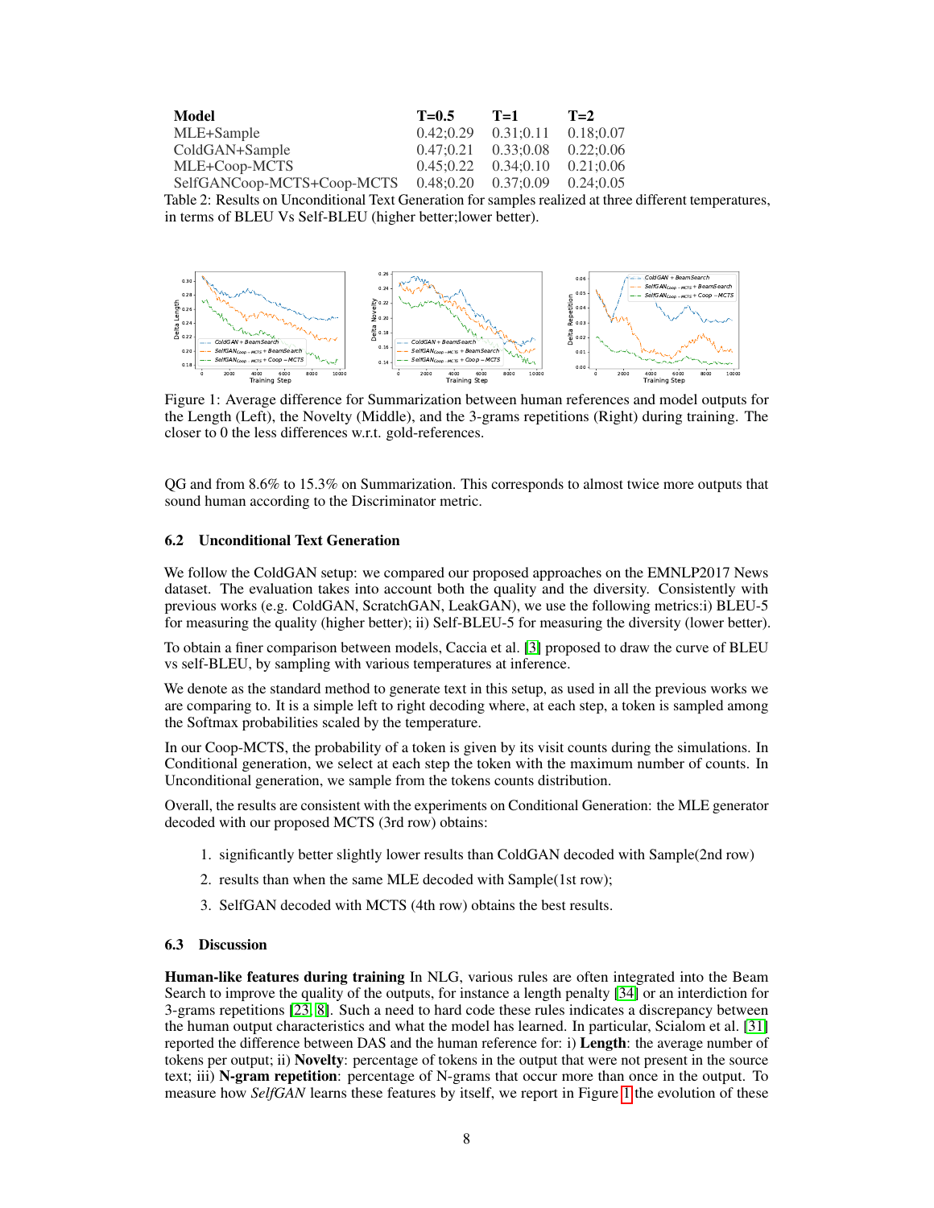| Model | T=0.5 | T=1 | T=2 |
|---|---|---|---|
| MLE+Sample | 0.42;0.29 | 0.31;0.11 | 0.18;0.07 |
| ColdGAN+Sample | 0.47;0.21 | 0.33;0.08 | 0.22;0.06 |
| MLE+Coop-MCTS | 0.45;0.22 | 0.34;0.10 | 0.21;0.06 |
| SelfGANCoop-MCTS+Coop-MCTS | 0.48;0.20 | 0.37;0.09 | 0.24;0.05 |

Table 2: Results on Unconditional Text Generation for samples realized at three different temperatures, in terms of BLEU Vs Self-BLEU (higher better;lower better).

Figure 1: Average difference for Summarization between human references and model outputs for the Length (Left), the Novelty (Middle), and the 3-grams repetitions (Right) during training. The closer to 0 the less differences w.r.t. gold-references.

QG and from 8.6% to 15.3% on Summarization. This corresponds to almost twice more outputs that sound human according to the Discriminator metric.

### 6.2 Unconditional Text Generation

We follow the ColdGAN setup: we compared our proposed approaches on the EMNLP2017 News dataset. The evaluation takes into account both the quality and the diversity. Consistently with previous works (e.g. ColdGAN, ScratchGAN, LeakGAN), we use the following metrics:i) BLEU-5 for measuring the quality (higher better); ii) Self-BLEU-5 for measuring the diversity (lower better).

To obtain a finer comparison between models, Caccia et al. [3] proposed to draw the curve of BLEU vs self-BLEU, by sampling with various temperatures at inference.

We denote as the standard method to generate text in this setup, as used in all the previous works we are comparing to. It is a simple left to right decoding where, at each step, a token is sampled among the Softmax probabilities scaled by the temperature.

In our Coop-MCTS, the probability of a token is given by its visit counts during the simulations. In Conditional generation, we select at each step the token with the maximum number of counts. In Unconditional generation, we sample from the tokens counts distribution.

Overall, the results are consistent with the experiments on Conditional Generation: the MLE generator decoded with our proposed MCTS (3rd row) obtains:

1. significantly better slightly lower results than ColdGAN decoded with Sample(2nd row)
2. results than when the same MLE decoded with Sample(1st row);
3. SelfGAN decoded with MCTS (4th row) obtains the best results.

### 6.3 Discussion

**Human-like features during training** In NLG, various rules are often integrated into the Beam Search to improve the quality of the outputs, for instance a length penalty [34] or an interdiction for 3-grams repetitions [23, 8]. Such a need to hard code these rules indicates a discrepancy between the human output characteristics and what the model has learned. In particular, Scialom et al. [31] reported the difference between DAS and the human reference for: i) **Length**: the average number of tokens per output; ii) **Novelty**: percentage of tokens in the output that were not present in the source text; iii) **N-gram repetition**: percentage of N-grams that occur more than once in the output. To measure how *SelfGAN* learns these features by itself, we report in Figure 1 the evolution of these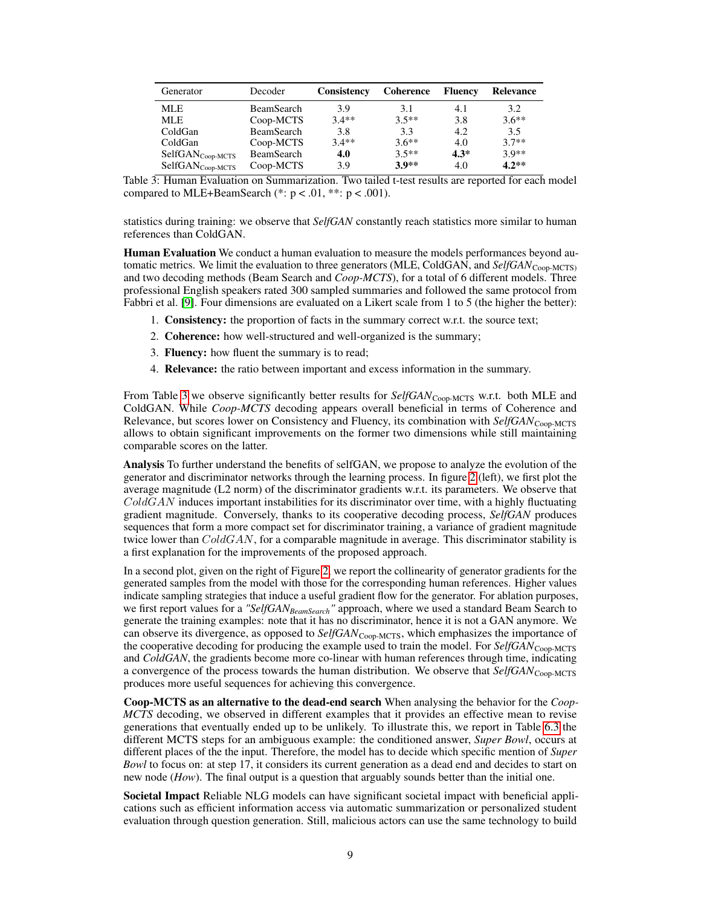| Generator | Decoder | Consistency | Coherence | Fluency | Relevance |
|---|---|---|---|---|---|
| MLE | BeamSearch | 3.9 | 3.1 | 4.1 | 3.2 |
| MLE | Coop-MCTS | 3.4** | 3.5** | 3.8 | 3.6** |
| ColdGan | BeamSearch | 3.8 | 3.3 | 4.2 | 3.5 |
| ColdGan | Coop-MCTS | 3.4** | 3.6** | 4.0 | 3.7** |
| SelfGAN$_{\text{Coop-MCTS}}$ | BeamSearch | **4.0** | 3.5** | **4.3*** | 3.9** |
| SelfGAN$_{\text{Coop-MCTS}}$ | Coop-MCTS | 3.9 | **3.9**** | 4.0 | **4.2**** |

Table 3: Human Evaluation on Summarization. Two tailed t-test results are reported for each model compared to MLE+BeamSearch (*: $p < .01$, **: $p < .001$).

statistics during training: we observe that *SelfGAN* constantly reach statistics more similar to human references than ColdGAN.

**Human Evaluation** We conduct a human evaluation to measure the models performances beyond automatic metrics. We limit the evaluation to three generators (MLE, ColdGAN, and *SelfGAN*$_{\text{Coop-MCTS}}$) and two decoding methods (Beam Search and *Coop-MCTS*), for a total of 6 different models. Three professional English speakers rated 300 sampled summaries and followed the same protocol from Fabbri et al. [9]. Four dimensions are evaluated on a Likert scale from 1 to 5 (the higher the better):

1. **Consistency:** the proportion of facts in the summary correct w.r.t. the source text;
2. **Coherence:** how well-structured and well-organized is the summary;
3. **Fluency:** how fluent the summary is to read;
4. **Relevance:** the ratio between important and excess information in the summary.

From Table 3 we observe significantly better results for *SelfGAN*$_{\text{Coop-MCTS}}$ w.r.t. both MLE and ColdGAN. While *Coop-MCTS* decoding appears overall beneficial in terms of Coherence and Relevance, but scores lower on Consistency and Fluency, its combination with *SelfGAN*$_{\text{Coop-MCTS}}$ allows to obtain significant improvements on the former two dimensions while still maintaining comparable scores on the latter.

**Analysis** To further understand the benefits of selfGAN, we propose to analyze the evolution of the generator and discriminator networks through the learning process. In figure 2 (left), we first plot the average magnitude (L2 norm) of the discriminator gradients w.r.t. its parameters. We observe that $ColdGAN$ induces important instabilities for its discriminator over time, with a highly fluctuating gradient magnitude. Conversely, thanks to its cooperative decoding process, *SelfGAN* produces sequences that form a more compact set for discriminator training, a variance of gradient magnitude twice lower than $ColdGAN$, for a comparable magnitude in average. This discriminator stability is a first explanation for the improvements of the proposed approach.

In a second plot, given on the right of Figure 2, we report the collinearity of generator gradients for the generated samples from the model with those for the corresponding human references. Higher values indicate sampling strategies that induce a useful gradient flow for the generator. For ablation purposes, we first report values for a *"SelfGAN*$_{\textit{BeamSearch}}$*"* approach, where we used a standard Beam Search to generate the training examples: note that it has no discriminator, hence it is not a GAN anymore. We can observe its divergence, as opposed to *SelfGAN*$_{\text{Coop-MCTS}}$, which emphasizes the importance of the cooperative decoding for producing the example used to train the model. For *SelfGAN*$_{\text{Coop-MCTS}}$ and *ColdGAN*, the gradients become more co-linear with human references through time, indicating a convergence of the process towards the human distribution. We observe that *SelfGAN*$_{\text{Coop-MCTS}}$ produces more useful sequences for achieving this convergence.

**Coop-MCTS as an alternative to the dead-end search** When analysing the behavior for the *Coop-MCTS* decoding, we observed in different examples that it provides an effective mean to revise generations that eventually ended up to be unlikely. To illustrate this, we report in Table 6.3 the different MCTS steps for an ambiguous example: the conditioned answer, *Super Bowl*, occurs at different places of the the input. Therefore, the model has to decide which specific mention of *Super Bowl* to focus on: at step 17, it considers its current generation as a dead end and decides to start on new node (*How*). The final output is a question that arguably sounds better than the initial one.

**Societal Impact** Reliable NLG models can have significant societal impact with beneficial applications such as efficient information access via automatic summarization or personalized student evaluation through question generation. Still, malicious actors can use the same technology to build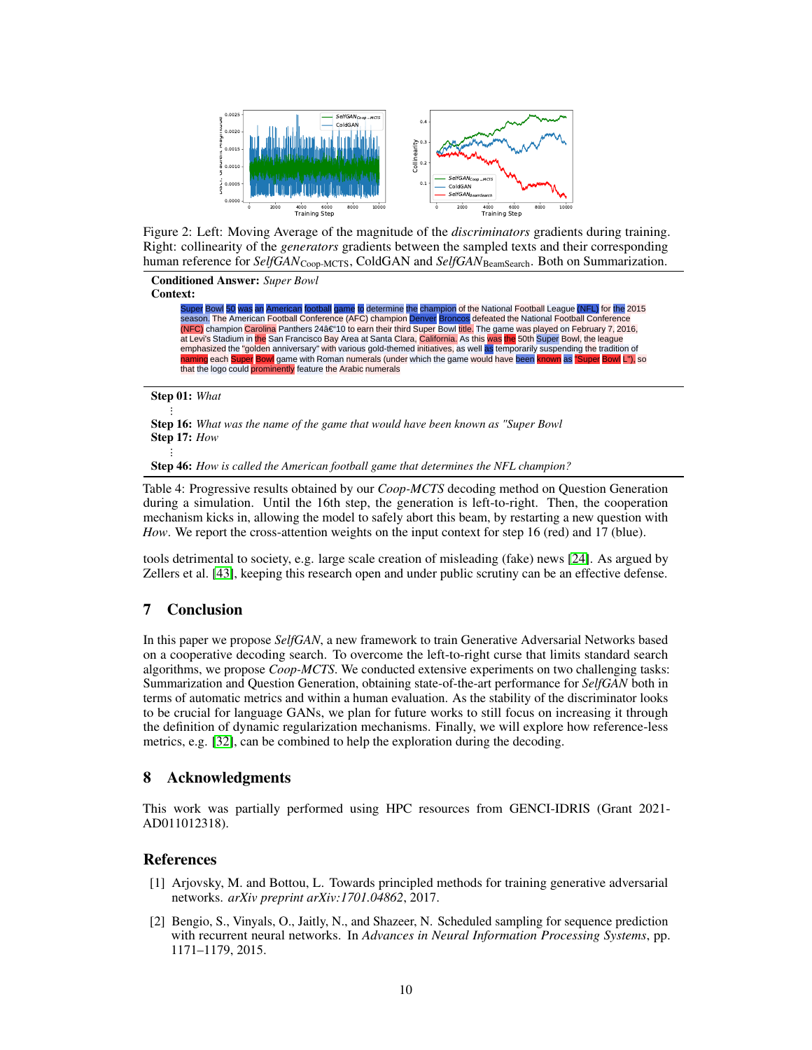Figure 2: Left: Moving Average of the magnitude of the *discriminators* gradients during training. Right: collinearity of the *generators* gradients between the sampled texts and their corresponding human reference for *SelfGAN*$_{\text{Coop-MCTS}}$, ColdGAN and *SelfGAN*$_{\text{BeamSearch}}$. Both on Summarization.

**Conditioned Answer:** *Super Bowl*
**Context:**

Super Bowl 50 was an American football game to determine the champion of the National Football League (NFL) for the 2015 season. The American Football Conference (AFC) champion Denver Broncos defeated the National Football Conference (NFC) champion Carolina Panthers 24â€"10 to earn their third Super Bowl title. The game was played on February 7, 2016, at Levi's Stadium in the San Francisco Bay Area at Santa Clara, California. As this was the 50th Super Bowl, the league emphasized the "golden anniversary" with various gold-themed initiatives, as well as temporarily suspending the tradition of naming each Super Bowl game with Roman numerals (under which the game would have been known as "Super Bowl L"), so that the logo could prominently feature the Arabic numerals

**Step 01:** *What*
⋮
**Step 16:** *What was the name of the game that would have been known as "Super Bowl*
**Step 17:** *How*
⋮
**Step 46:** *How is called the American football game that determines the NFL champion?*

Table 4: Progressive results obtained by our *Coop-MCTS* decoding method on Question Generation during a simulation. Until the 16th step, the generation is left-to-right. Then, the cooperation mechanism kicks in, allowing the model to safely abort this beam, by restarting a new question with *How*. We report the cross-attention weights on the input context for step 16 (red) and 17 (blue).

tools detrimental to society, e.g. large scale creation of misleading (fake) news [24]. As argued by Zellers et al. [43], keeping this research open and under public scrutiny can be an effective defense.

## 7 Conclusion

In this paper we propose *SelfGAN*, a new framework to train Generative Adversarial Networks based on a cooperative decoding search. To overcome the left-to-right curse that limits standard search algorithms, we propose *Coop-MCTS*. We conducted extensive experiments on two challenging tasks: Summarization and Question Generation, obtaining state-of-the-art performance for *SelfGAN* both in terms of automatic metrics and within a human evaluation. As the stability of the discriminator looks to be crucial for language GANs, we plan for future works to still focus on increasing it through the definition of dynamic regularization mechanisms. Finally, we will explore how reference-less metrics, e.g. [32], can be combined to help the exploration during the decoding.

## 8 Acknowledgments

This work was partially performed using HPC resources from GENCI-IDRIS (Grant 2021-AD011012318).

## References

[1] Arjovsky, M. and Bottou, L. Towards principled methods for training generative adversarial networks. *arXiv preprint arXiv:1701.04862*, 2017.

[2] Bengio, S., Vinyals, O., Jaitly, N., and Shazeer, N. Scheduled sampling for sequence prediction with recurrent neural networks. In *Advances in Neural Information Processing Systems*, pp. 1171–1179, 2015.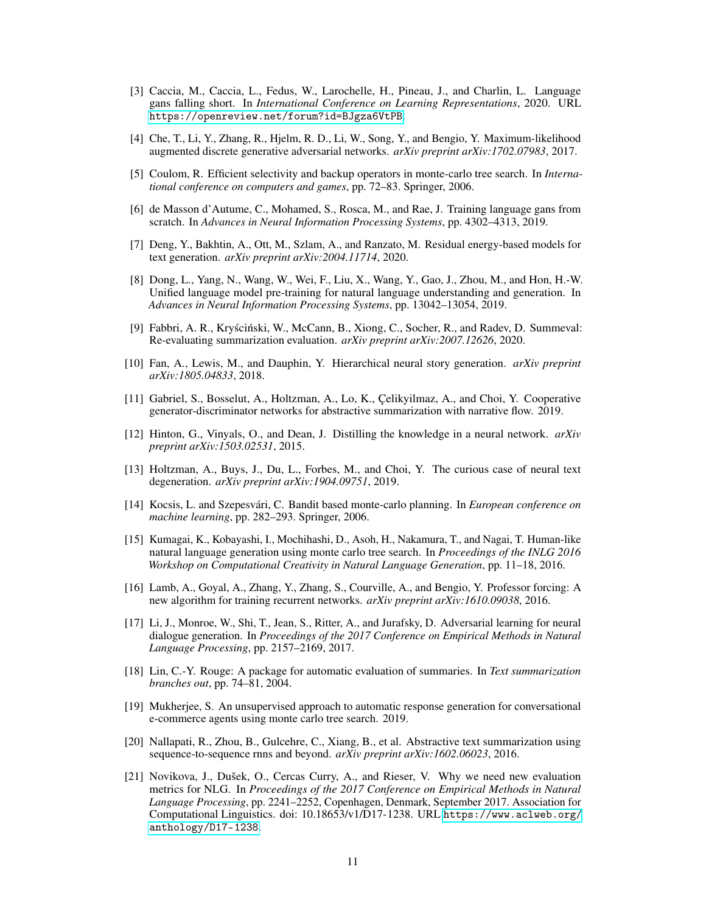[3] Caccia, M., Caccia, L., Fedus, W., Larochelle, H., Pineau, J., and Charlin, L. Language gans falling short. In *International Conference on Learning Representations*, 2020. URL https://openreview.net/forum?id=BJgza6VtPB.

[4] Che, T., Li, Y., Zhang, R., Hjelm, R. D., Li, W., Song, Y., and Bengio, Y. Maximum-likelihood augmented discrete generative adversarial networks. *arXiv preprint arXiv:1702.07983*, 2017.

[5] Coulom, R. Efficient selectivity and backup operators in monte-carlo tree search. In *International conference on computers and games*, pp. 72–83. Springer, 2006.

[6] de Masson d'Autume, C., Mohamed, S., Rosca, M., and Rae, J. Training language gans from scratch. In *Advances in Neural Information Processing Systems*, pp. 4302–4313, 2019.

[7] Deng, Y., Bakhtin, A., Ott, M., Szlam, A., and Ranzato, M. Residual energy-based models for text generation. *arXiv preprint arXiv:2004.11714*, 2020.

[8] Dong, L., Yang, N., Wang, W., Wei, F., Liu, X., Wang, Y., Gao, J., Zhou, M., and Hon, H.-W. Unified language model pre-training for natural language understanding and generation. In *Advances in Neural Information Processing Systems*, pp. 13042–13054, 2019.

[9] Fabbri, A. R., Kryściński, W., McCann, B., Xiong, C., Socher, R., and Radev, D. Summeval: Re-evaluating summarization evaluation. *arXiv preprint arXiv:2007.12626*, 2020.

[10] Fan, A., Lewis, M., and Dauphin, Y. Hierarchical neural story generation. *arXiv preprint arXiv:1805.04833*, 2018.

[11] Gabriel, S., Bosselut, A., Holtzman, A., Lo, K., Çelikyilmaz, A., and Choi, Y. Cooperative generator-discriminator networks for abstractive summarization with narrative flow. 2019.

[12] Hinton, G., Vinyals, O., and Dean, J. Distilling the knowledge in a neural network. *arXiv preprint arXiv:1503.02531*, 2015.

[13] Holtzman, A., Buys, J., Du, L., Forbes, M., and Choi, Y. The curious case of neural text degeneration. *arXiv preprint arXiv:1904.09751*, 2019.

[14] Kocsis, L. and Szepesvári, C. Bandit based monte-carlo planning. In *European conference on machine learning*, pp. 282–293. Springer, 2006.

[15] Kumagai, K., Kobayashi, I., Mochihashi, D., Asoh, H., Nakamura, T., and Nagai, T. Human-like natural language generation using monte carlo tree search. In *Proceedings of the INLG 2016 Workshop on Computational Creativity in Natural Language Generation*, pp. 11–18, 2016.

[16] Lamb, A., Goyal, A., Zhang, Y., Zhang, S., Courville, A., and Bengio, Y. Professor forcing: A new algorithm for training recurrent networks. *arXiv preprint arXiv:1610.09038*, 2016.

[17] Li, J., Monroe, W., Shi, T., Jean, S., Ritter, A., and Jurafsky, D. Adversarial learning for neural dialogue generation. In *Proceedings of the 2017 Conference on Empirical Methods in Natural Language Processing*, pp. 2157–2169, 2017.

[18] Lin, C.-Y. Rouge: A package for automatic evaluation of summaries. In *Text summarization branches out*, pp. 74–81, 2004.

[19] Mukherjee, S. An unsupervised approach to automatic response generation for conversational e-commerce agents using monte carlo tree search. 2019.

[20] Nallapati, R., Zhou, B., Gulcehre, C., Xiang, B., et al. Abstractive text summarization using sequence-to-sequence rnns and beyond. *arXiv preprint arXiv:1602.06023*, 2016.

[21] Novikova, J., Dušek, O., Cercas Curry, A., and Rieser, V. Why we need new evaluation metrics for NLG. In *Proceedings of the 2017 Conference on Empirical Methods in Natural Language Processing*, pp. 2241–2252, Copenhagen, Denmark, September 2017. Association for Computational Linguistics. doi: 10.18653/v1/D17-1238. URL https://www.aclweb.org/anthology/D17-1238.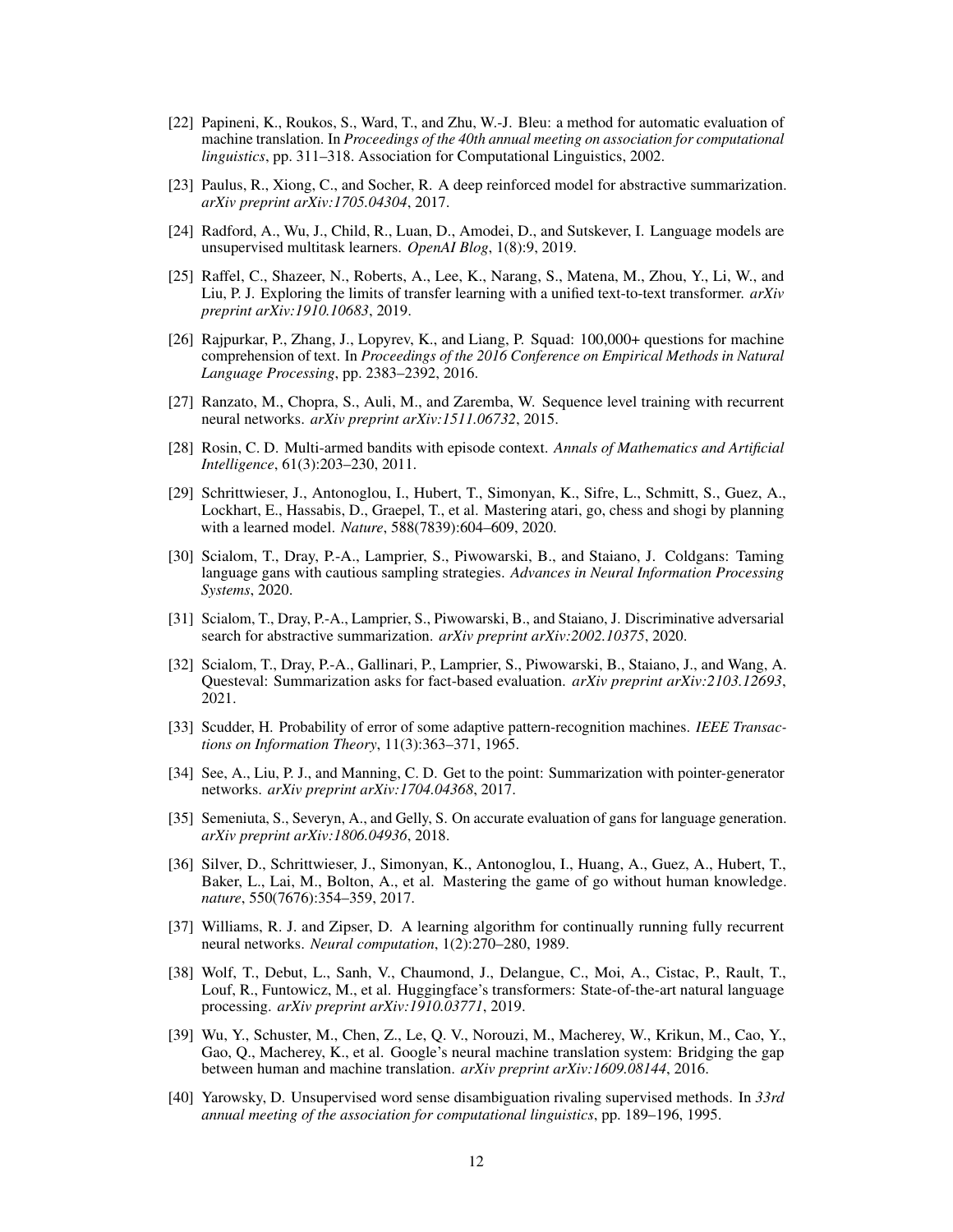[22] Papineni, K., Roukos, S., Ward, T., and Zhu, W.-J. Bleu: a method for automatic evaluation of machine translation. In *Proceedings of the 40th annual meeting on association for computational linguistics*, pp. 311–318. Association for Computational Linguistics, 2002.

[23] Paulus, R., Xiong, C., and Socher, R. A deep reinforced model for abstractive summarization. *arXiv preprint arXiv:1705.04304*, 2017.

[24] Radford, A., Wu, J., Child, R., Luan, D., Amodei, D., and Sutskever, I. Language models are unsupervised multitask learners. *OpenAI Blog*, 1(8):9, 2019.

[25] Raffel, C., Shazeer, N., Roberts, A., Lee, K., Narang, S., Matena, M., Zhou, Y., Li, W., and Liu, P. J. Exploring the limits of transfer learning with a unified text-to-text transformer. *arXiv preprint arXiv:1910.10683*, 2019.

[26] Rajpurkar, P., Zhang, J., Lopyrev, K., and Liang, P. Squad: 100,000+ questions for machine comprehension of text. In *Proceedings of the 2016 Conference on Empirical Methods in Natural Language Processing*, pp. 2383–2392, 2016.

[27] Ranzato, M., Chopra, S., Auli, M., and Zaremba, W. Sequence level training with recurrent neural networks. *arXiv preprint arXiv:1511.06732*, 2015.

[28] Rosin, C. D. Multi-armed bandits with episode context. *Annals of Mathematics and Artificial Intelligence*, 61(3):203–230, 2011.

[29] Schrittwieser, J., Antonoglou, I., Hubert, T., Simonyan, K., Sifre, L., Schmitt, S., Guez, A., Lockhart, E., Hassabis, D., Graepel, T., et al. Mastering atari, go, chess and shogi by planning with a learned model. *Nature*, 588(7839):604–609, 2020.

[30] Scialom, T., Dray, P.-A., Lamprier, S., Piwowarski, B., and Staiano, J. Coldgans: Taming language gans with cautious sampling strategies. *Advances in Neural Information Processing Systems*, 2020.

[31] Scialom, T., Dray, P.-A., Lamprier, S., Piwowarski, B., and Staiano, J. Discriminative adversarial search for abstractive summarization. *arXiv preprint arXiv:2002.10375*, 2020.

[32] Scialom, T., Dray, P.-A., Gallinari, P., Lamprier, S., Piwowarski, B., Staiano, J., and Wang, A. Questeval: Summarization asks for fact-based evaluation. *arXiv preprint arXiv:2103.12693*, 2021.

[33] Scudder, H. Probability of error of some adaptive pattern-recognition machines. *IEEE Transactions on Information Theory*, 11(3):363–371, 1965.

[34] See, A., Liu, P. J., and Manning, C. D. Get to the point: Summarization with pointer-generator networks. *arXiv preprint arXiv:1704.04368*, 2017.

[35] Semeniuta, S., Severyn, A., and Gelly, S. On accurate evaluation of gans for language generation. *arXiv preprint arXiv:1806.04936*, 2018.

[36] Silver, D., Schrittwieser, J., Simonyan, K., Antonoglou, I., Huang, A., Guez, A., Hubert, T., Baker, L., Lai, M., Bolton, A., et al. Mastering the game of go without human knowledge. *nature*, 550(7676):354–359, 2017.

[37] Williams, R. J. and Zipser, D. A learning algorithm for continually running fully recurrent neural networks. *Neural computation*, 1(2):270–280, 1989.

[38] Wolf, T., Debut, L., Sanh, V., Chaumond, J., Delangue, C., Moi, A., Cistac, P., Rault, T., Louf, R., Funtowicz, M., et al. Huggingface's transformers: State-of-the-art natural language processing. *arXiv preprint arXiv:1910.03771*, 2019.

[39] Wu, Y., Schuster, M., Chen, Z., Le, Q. V., Norouzi, M., Macherey, W., Krikun, M., Cao, Y., Gao, Q., Macherey, K., et al. Google's neural machine translation system: Bridging the gap between human and machine translation. *arXiv preprint arXiv:1609.08144*, 2016.

[40] Yarowsky, D. Unsupervised word sense disambiguation rivaling supervised methods. In *33rd annual meeting of the association for computational linguistics*, pp. 189–196, 1995.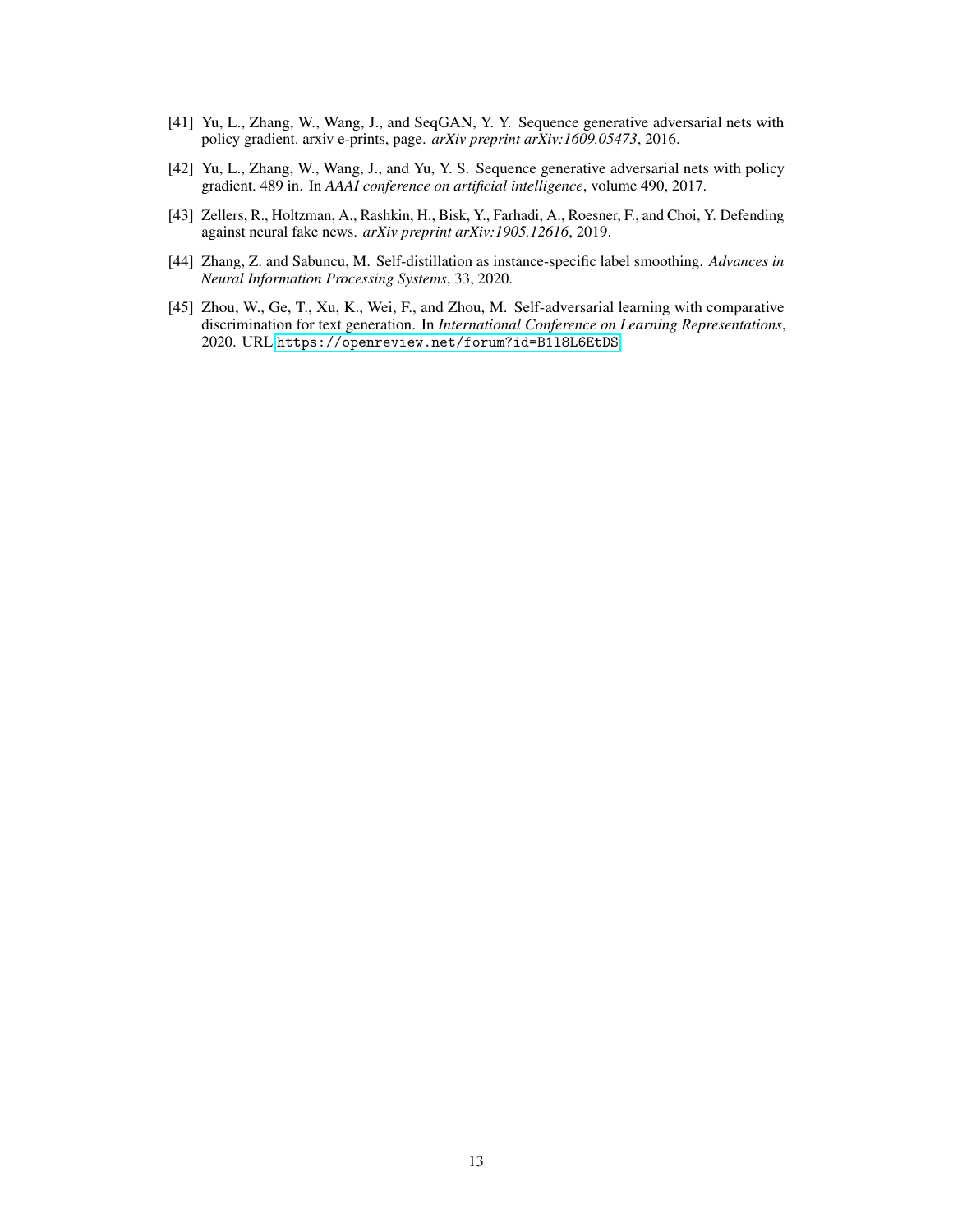[41] Yu, L., Zhang, W., Wang, J., and SeqGAN, Y. Y. Sequence generative adversarial nets with policy gradient. arxiv e-prints, page. *arXiv preprint arXiv:1609.05473*, 2016.

[42] Yu, L., Zhang, W., Wang, J., and Yu, Y. S. Sequence generative adversarial nets with policy gradient. 489 in. In *AAAI conference on artificial intelligence*, volume 490, 2017.

[43] Zellers, R., Holtzman, A., Rashkin, H., Bisk, Y., Farhadi, A., Roesner, F., and Choi, Y. Defending against neural fake news. *arXiv preprint arXiv:1905.12616*, 2019.

[44] Zhang, Z. and Sabuncu, M. Self-distillation as instance-specific label smoothing. *Advances in Neural Information Processing Systems*, 33, 2020.

[45] Zhou, W., Ge, T., Xu, K., Wei, F., and Zhou, M. Self-adversarial learning with comparative discrimination for text generation. In *International Conference on Learning Representations*, 2020. URL https://openreview.net/forum?id=B1l8L6EtDS.